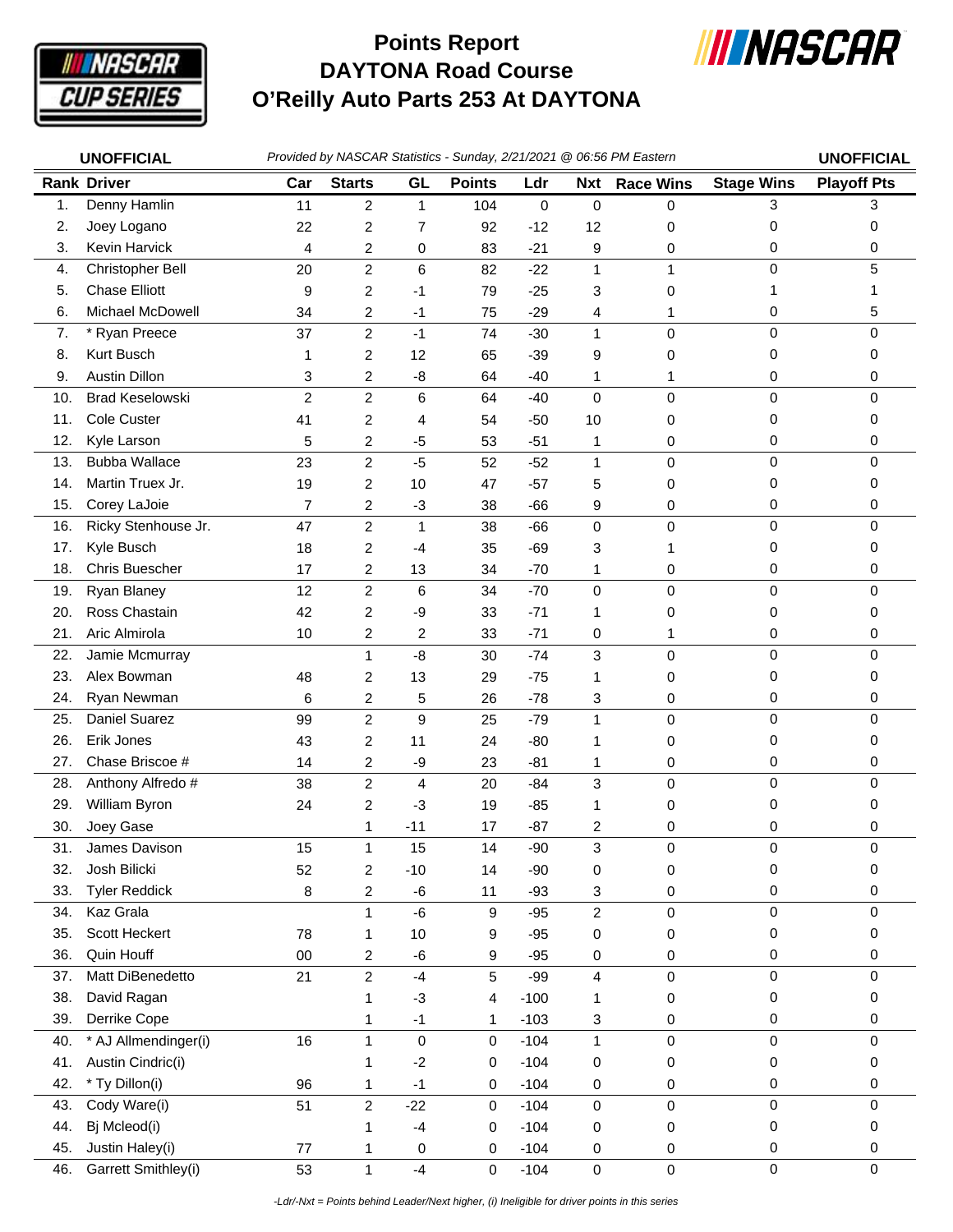# Points Report
# DAYTONA Road Course
# O'Reilly Auto Parts 253 At DAYTONA

**UNOFFICIAL** *Provided by NASCAR Statistics - Sunday, 2/21/2021 @ 06:56 PM Eastern* **UNOFFICIAL**

| Rank | Driver | Car | Starts | GL | Points | Ldr | Nxt | Race Wins | Stage Wins | Playoff Pts |
|---|---|---|---|---|---|---|---|---|---|---|
| 1. | Denny Hamlin | 11 | 2 | 1 | 104 | 0 | 0 | 0 | 3 | 3 |
| 2. | Joey Logano | 22 | 2 | 7 | 92 | -12 | 12 | 0 | 0 | 0 |
| 3. | Kevin Harvick | 4 | 2 | 0 | 83 | -21 | 9 | 0 | 0 | 0 |
| 4. | Christopher Bell | 20 | 2 | 6 | 82 | -22 | 1 | 1 | 0 | 5 |
| 5. | Chase Elliott | 9 | 2 | -1 | 79 | -25 | 3 | 0 | 1 | 1 |
| 6. | Michael McDowell | 34 | 2 | -1 | 75 | -29 | 4 | 1 | 0 | 5 |
| 7. | * Ryan Preece | 37 | 2 | -1 | 74 | -30 | 1 | 0 | 0 | 0 |
| 8. | Kurt Busch | 1 | 2 | 12 | 65 | -39 | 9 | 0 | 0 | 0 |
| 9. | Austin Dillon | 3 | 2 | -8 | 64 | -40 | 1 | 1 | 0 | 0 |
| 10. | Brad Keselowski | 2 | 2 | 6 | 64 | -40 | 0 | 0 | 0 | 0 |
| 11. | Cole Custer | 41 | 2 | 4 | 54 | -50 | 10 | 0 | 0 | 0 |
| 12. | Kyle Larson | 5 | 2 | -5 | 53 | -51 | 1 | 0 | 0 | 0 |
| 13. | Bubba Wallace | 23 | 2 | -5 | 52 | -52 | 1 | 0 | 0 | 0 |
| 14. | Martin Truex Jr. | 19 | 2 | 10 | 47 | -57 | 5 | 0 | 0 | 0 |
| 15. | Corey LaJoie | 7 | 2 | -3 | 38 | -66 | 9 | 0 | 0 | 0 |
| 16. | Ricky Stenhouse Jr. | 47 | 2 | 1 | 38 | -66 | 0 | 0 | 0 | 0 |
| 17. | Kyle Busch | 18 | 2 | -4 | 35 | -69 | 3 | 1 | 0 | 0 |
| 18. | Chris Buescher | 17 | 2 | 13 | 34 | -70 | 1 | 0 | 0 | 0 |
| 19. | Ryan Blaney | 12 | 2 | 6 | 34 | -70 | 0 | 0 | 0 | 0 |
| 20. | Ross Chastain | 42 | 2 | -9 | 33 | -71 | 1 | 0 | 0 | 0 |
| 21. | Aric Almirola | 10 | 2 | 2 | 33 | -71 | 0 | 1 | 0 | 0 |
| 22. | Jamie Mcmurray | | 1 | -8 | 30 | -74 | 3 | 0 | 0 | 0 |
| 23. | Alex Bowman | 48 | 2 | 13 | 29 | -75 | 1 | 0 | 0 | 0 |
| 24. | Ryan Newman | 6 | 2 | 5 | 26 | -78 | 3 | 0 | 0 | 0 |
| 25. | Daniel Suarez | 99 | 2 | 9 | 25 | -79 | 1 | 0 | 0 | 0 |
| 26. | Erik Jones | 43 | 2 | 11 | 24 | -80 | 1 | 0 | 0 | 0 |
| 27. | Chase Briscoe # | 14 | 2 | -9 | 23 | -81 | 1 | 0 | 0 | 0 |
| 28. | Anthony Alfredo # | 38 | 2 | 4 | 20 | -84 | 3 | 0 | 0 | 0 |
| 29. | William Byron | 24 | 2 | -3 | 19 | -85 | 1 | 0 | 0 | 0 |
| 30. | Joey Gase | | 1 | -11 | 17 | -87 | 2 | 0 | 0 | 0 |
| 31. | James Davison | 15 | 1 | 15 | 14 | -90 | 3 | 0 | 0 | 0 |
| 32. | Josh Bilicki | 52 | 2 | -10 | 14 | -90 | 0 | 0 | 0 | 0 |
| 33. | Tyler Reddick | 8 | 2 | -6 | 11 | -93 | 3 | 0 | 0 | 0 |
| 34. | Kaz Grala | | 1 | -6 | 9 | -95 | 2 | 0 | 0 | 0 |
| 35. | Scott Heckert | 78 | 1 | 10 | 9 | -95 | 0 | 0 | 0 | 0 |
| 36. | Quin Houff | 00 | 2 | -6 | 9 | -95 | 0 | 0 | 0 | 0 |
| 37. | Matt DiBenedetto | 21 | 2 | -4 | 5 | -99 | 4 | 0 | 0 | 0 |
| 38. | David Ragan | | 1 | -3 | 4 | -100 | 1 | 0 | 0 | 0 |
| 39. | Derrike Cope | | 1 | -1 | 1 | -103 | 3 | 0 | 0 | 0 |
| 40. | * AJ Allmendinger(i) | 16 | 1 | 0 | 0 | -104 | 1 | 0 | 0 | 0 |
| 41. | Austin Cindric(i) | | 1 | -2 | 0 | -104 | 0 | 0 | 0 | 0 |
| 42. | * Ty Dillon(i) | 96 | 1 | -1 | 0 | -104 | 0 | 0 | 0 | 0 |
| 43. | Cody Ware(i) | 51 | 2 | -22 | 0 | -104 | 0 | 0 | 0 | 0 |
| 44. | Bj Mcleod(i) | | 1 | -4 | 0 | -104 | 0 | 0 | 0 | 0 |
| 45. | Justin Haley(i) | 77 | 1 | 0 | 0 | -104 | 0 | 0 | 0 | 0 |
| 46. | Garrett Smithley(i) | 53 | 1 | -4 | 0 | -104 | 0 | 0 | 0 | 0 |

*-Ldr/-Nxt = Points behind Leader/Next higher, (i) Ineligible for driver points in this series*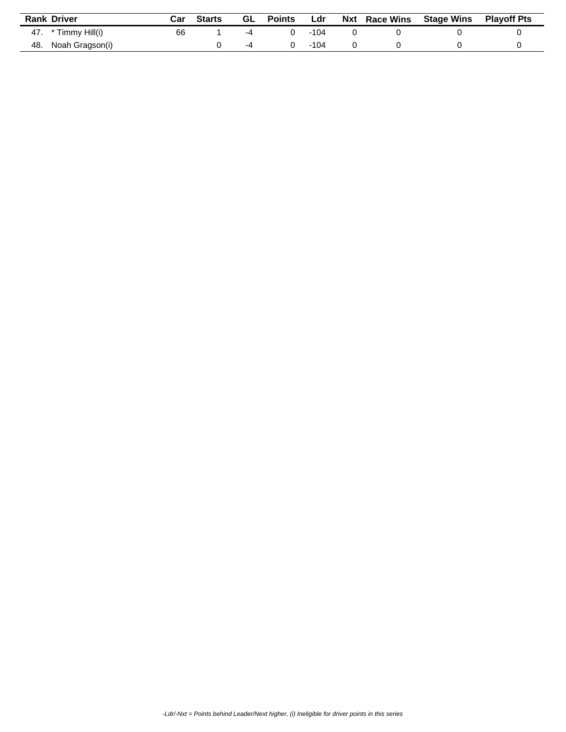| Rank | Driver | Car | Starts | GL | Points | Ldr | Nxt | Race Wins | Stage Wins | Playoff Pts |
|---|---|---|---|---|---|---|---|---|---|---|
| 47. | * Timmy Hill(i) | 66 | 1 | -4 | 0 | -104 | 0 | 0 | 0 | 0 |
| 48. | Noah Gragson(i) | | 0 | -4 | 0 | -104 | 0 | 0 | 0 | 0 |

*-Ldr/-Nxt = Points behind Leader/Next higher, (i) Ineligible for driver points in this series*